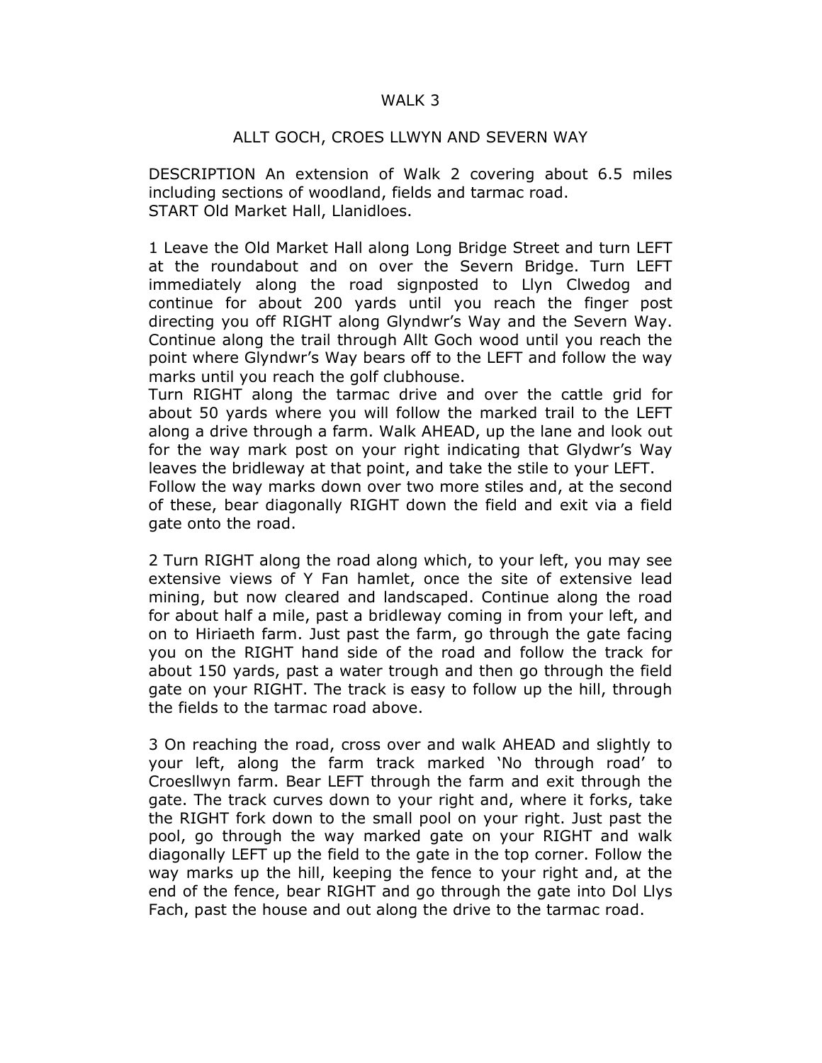# WALK 3

## ALLT GOCH, CROES LLWYN AND SEVERN WAY

DESCRIPTION An extension of Walk 2 covering about 6.5 miles including sections of woodland, fields and tarmac road.
START Old Market Hall, Llanidloes.

1 Leave the Old Market Hall along Long Bridge Street and turn LEFT at the roundabout and on over the Severn Bridge. Turn LEFT immediately along the road signposted to Llyn Clwedog and continue for about 200 yards until you reach the finger post directing you off RIGHT along Glyndwr's Way and the Severn Way. Continue along the trail through Allt Goch wood until you reach the point where Glyndwr's Way bears off to the LEFT and follow the way marks until you reach the golf clubhouse.
Turn RIGHT along the tarmac drive and over the cattle grid for about 50 yards where you will follow the marked trail to the LEFT along a drive through a farm. Walk AHEAD, up the lane and look out for the way mark post on your right indicating that Glydwr's Way leaves the bridleway at that point, and take the stile to your LEFT.
Follow the way marks down over two more stiles and, at the second of these, bear diagonally RIGHT down the field and exit via a field gate onto the road.

2 Turn RIGHT along the road along which, to your left, you may see extensive views of Y Fan hamlet, once the site of extensive lead mining, but now cleared and landscaped. Continue along the road for about half a mile, past a bridleway coming in from your left, and on to Hiriaeth farm. Just past the farm, go through the gate facing you on the RIGHT hand side of the road and follow the track for about 150 yards, past a water trough and then go through the field gate on your RIGHT. The track is easy to follow up the hill, through the fields to the tarmac road above.

3 On reaching the road, cross over and walk AHEAD and slightly to your left, along the farm track marked 'No through road' to Croesllwyn farm. Bear LEFT through the farm and exit through the gate. The track curves down to your right and, where it forks, take the RIGHT fork down to the small pool on your right. Just past the pool, go through the way marked gate on your RIGHT and walk diagonally LEFT up the field to the gate in the top corner. Follow the way marks up the hill, keeping the fence to your right and, at the end of the fence, bear RIGHT and go through the gate into Dol Llys Fach, past the house and out along the drive to the tarmac road.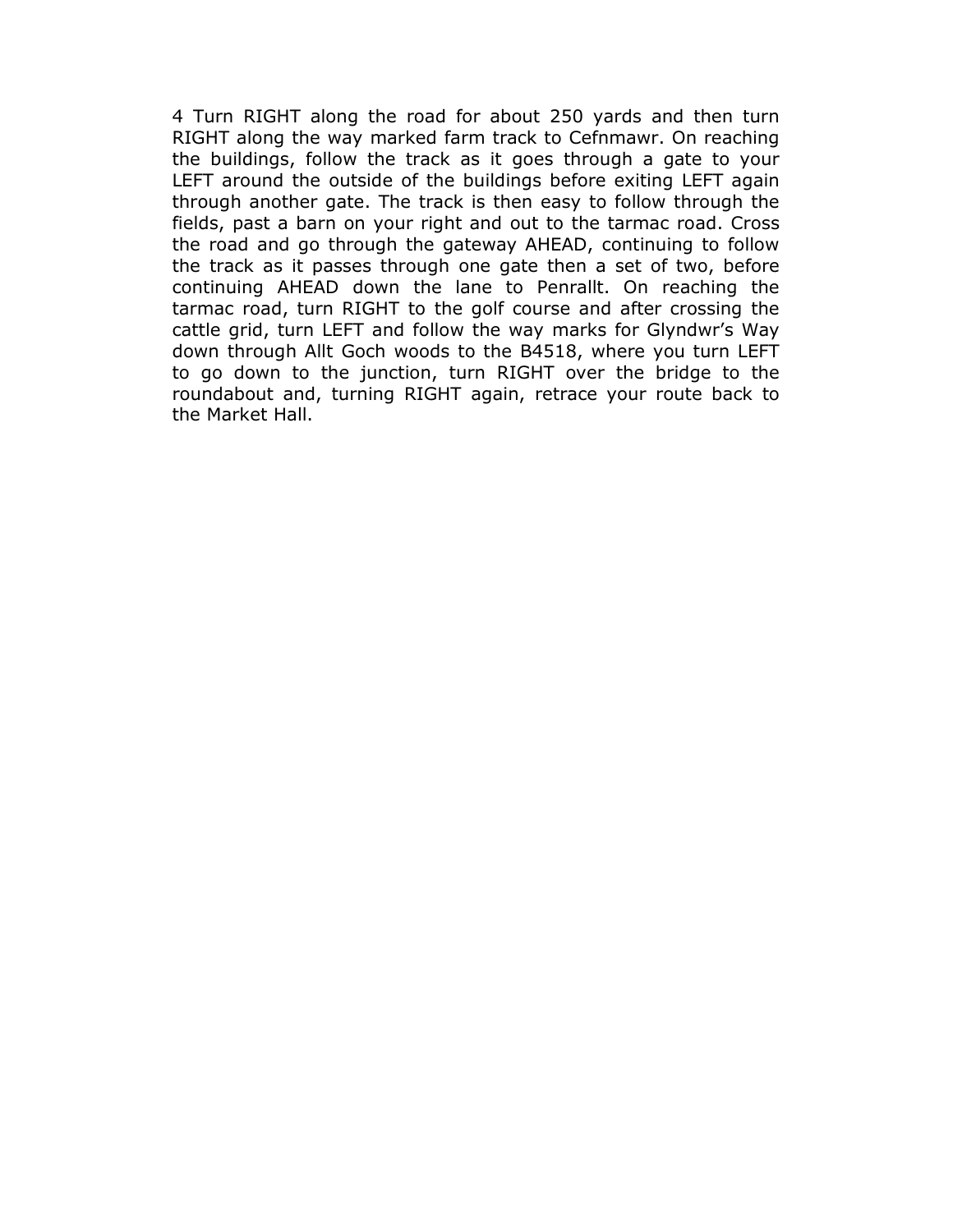4 Turn RIGHT along the road for about 250 yards and then turn RIGHT along the way marked farm track to Cefnmawr. On reaching the buildings, follow the track as it goes through a gate to your LEFT around the outside of the buildings before exiting LEFT again through another gate. The track is then easy to follow through the fields, past a barn on your right and out to the tarmac road. Cross the road and go through the gateway AHEAD, continuing to follow the track as it passes through one gate then a set of two, before continuing AHEAD down the lane to Penrallt. On reaching the tarmac road, turn RIGHT to the golf course and after crossing the cattle grid, turn LEFT and follow the way marks for Glyndwr's Way down through Allt Goch woods to the B4518, where you turn LEFT to go down to the junction, turn RIGHT over the bridge to the roundabout and, turning RIGHT again, retrace your route back to the Market Hall.